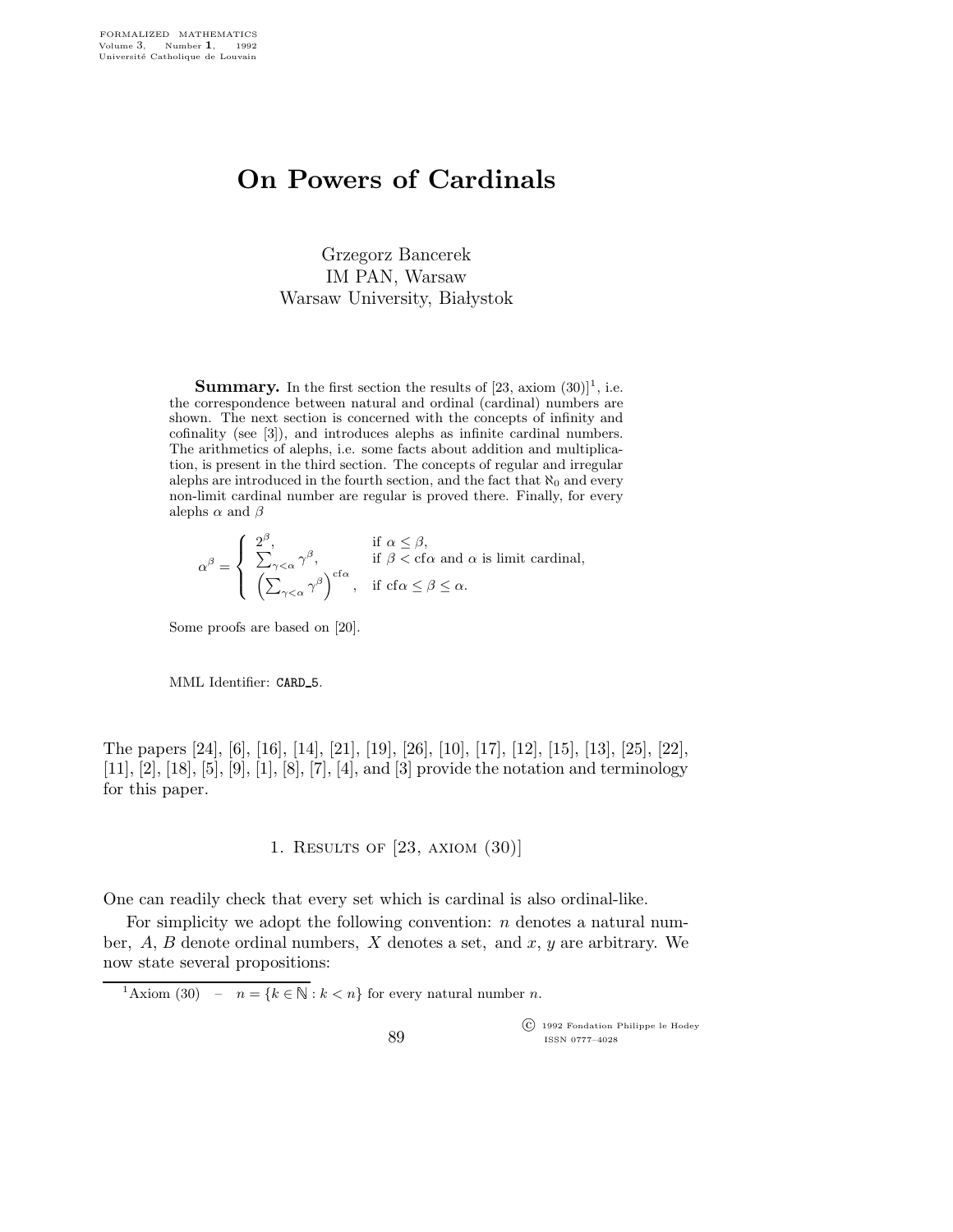# On Powers of Cardinals

Grzegorz Bancerek
IM PAN, Warsaw
Warsaw University, Białystok

**Summary.** In the first section the results of [23, axiom (30)][1], i.e. the correspondence between natural and ordinal (cardinal) numbers are shown. The next section is concerned with the concepts of infinity and cofinality (see [3]), and introduces alephs as infinite cardinal numbers. The arithmetics of alephs, i.e. some facts about addition and multiplication, is present in the third section. The concepts of regular and irregular alephs are introduced in the fourth section, and the fact that $\aleph_0$ and every non-limit cardinal number are regular is proved there. Finally, for every alephs $\alpha$ and $\beta$

$$\alpha^\beta = \begin{cases} 2^\beta, & \text{if } \alpha \leq \beta, \\ \sum_{\gamma<\alpha} \gamma^\beta, & \text{if } \beta < \text{cf}\alpha \text{ and } \alpha \text{ is limit cardinal,} \\ \left(\sum_{\gamma<\alpha} \gamma^\beta\right)^{\text{cf}\alpha}, & \text{if } \text{cf}\alpha \leq \beta \leq \alpha. \end{cases}$$

Some proofs are based on [20].

MML Identifier: CARD_5.

The papers [24], [6], [16], [14], [21], [19], [26], [10], [17], [12], [15], [13], [25], [22], [11], [2], [18], [5], [9], [1], [8], [7], [4], and [3] provide the notation and terminology for this paper.

## 1. Results of [23, axiom (30)]

One can readily check that every set which is cardinal is also ordinal-like.

For simplicity we adopt the following convention: $n$ denotes a natural number, $A$, $B$ denote ordinal numbers, $X$ denotes a set, and $x$, $y$ are arbitrary. We now state several propositions:

[1] Axiom (30) – $n = \{k \in \mathbb{N} : k < n\}$ for every natural number $n$.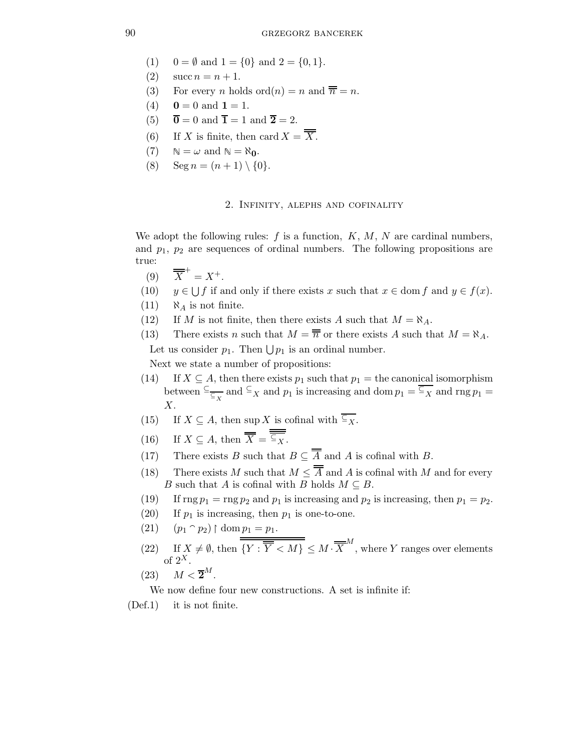(1) $0 = \emptyset$ and $1 = \{0\}$ and $2 = \{0, 1\}$.

(2) $\operatorname{succ} n = n + 1$.

(3) For every $n$ holds $\operatorname{ord}(n) = n$ and $\overline{\overline{n}} = n$.

(4) $\mathbf{0} = 0$ and $\mathbf{1} = 1$.

(5) $\overline{\mathbf{0}} = 0$ and $\overline{\mathbf{1}} = 1$ and $\overline{\mathbf{2}} = 2$.

(6) If $X$ is finite, then $\operatorname{card} X = \overline{\overline{X}}$.

(7) $\mathbb{N} = \omega$ and $\mathbb{N} = \aleph_{\mathbf{0}}$.

(8) $\operatorname{Seg} n = (n + 1) \setminus \{0\}$.

## 2. Infinity, alephs and cofinality

We adopt the following rules: $f$ is a function, $K$, $M$, $N$ are cardinal numbers, and $p_1$, $p_2$ are sequences of ordinal numbers. The following propositions are true:

(9) $\overline{\overline{X}}^{+} = X^{+}$.

(10) $y \in \bigcup f$ if and only if there exists $x$ such that $x \in \operatorname{dom} f$ and $y \in f(x)$.

(11) $\aleph_A$ is not finite.

(12) If $M$ is not finite, then there exists $A$ such that $M = \aleph_A$.

(13) There exists $n$ such that $M = \overline{\overline{n}}$ or there exists $A$ such that $M = \aleph_A$.

Let us consider $p_1$. Then $\bigcup p_1$ is an ordinal number.

Next we state a number of propositions:

(14) If $X \subseteq A$, then there exists $p_1$ such that $p_1 =$ the canonical isomorphism between $\subseteq_{\overline{\subseteq_X}}$ and $\subseteq_X$ and $p_1$ is increasing and $\operatorname{dom} p_1 = \overline{\subseteq_X}$ and $\operatorname{rng} p_1 = X$.

(15) If $X \subseteq A$, then $\sup X$ is cofinal with $\overline{\subseteq_X}$.

(16) If $X \subseteq A$, then $\overline{\overline{X}} = \overline{\overline{\overline{\subseteq_X}}}$.

(17) There exists $B$ such that $B \subseteq \overline{\overline{A}}$ and $A$ is cofinal with $B$.

(18) There exists $M$ such that $M \leq \overline{\overline{A}}$ and $A$ is cofinal with $M$ and for every $B$ such that $A$ is cofinal with $B$ holds $M \subseteq B$.

(19) If $\operatorname{rng} p_1 = \operatorname{rng} p_2$ and $p_1$ is increasing and $p_2$ is increasing, then $p_1 = p_2$.

(20) If $p_1$ is increasing, then $p_1$ is one-to-one.

(21) $(p_1 \frown p_2) \restriction \operatorname{dom} p_1 = p_1$.

(22) If $X \neq \emptyset$, then $\overline{\overline{\{Y : \overline{\overline{Y}} < M\}}} \leq M \cdot \overline{\overline{X}}^{M}$, where $Y$ ranges over elements of $2^X$.

(23) $M < \overline{\mathbf{2}}^{M}$.

We now define four new constructions. A set is infinite if:

(Def.1) it is not finite.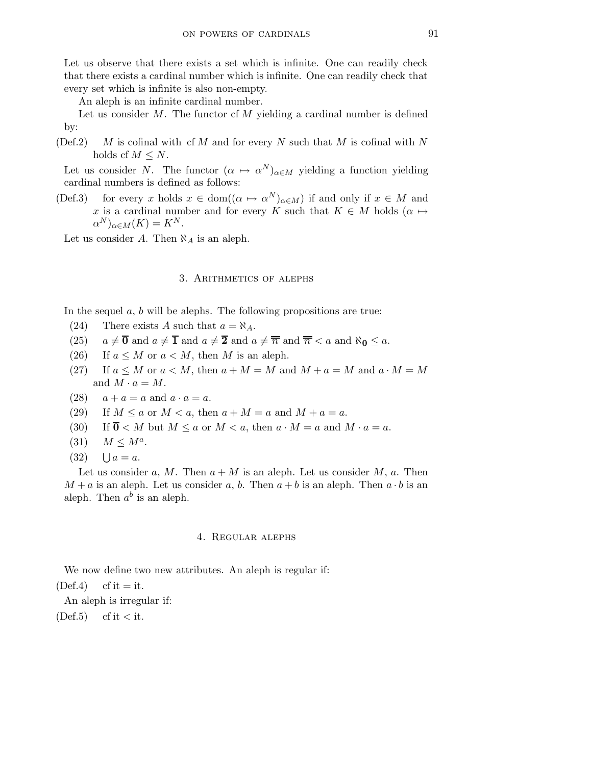Let us observe that there exists a set which is infinite. One can readily check that there exists a cardinal number which is infinite. One can readily check that every set which is infinite is also non-empty.

An aleph is an infinite cardinal number.

Let us consider $M$. The functor $\mathrm{cf}\, M$ yielding a cardinal number is defined by:

(Def.2) $M$ is cofinal with $\mathrm{cf}\, M$ and for every $N$ such that $M$ is cofinal with $N$ holds $\mathrm{cf}\, M \leq N$.

Let us consider $N$. The functor $(\alpha \mapsto \alpha^N)_{\alpha \in M}$ yielding a function yielding cardinal numbers is defined as follows:

(Def.3) for every $x$ holds $x \in \mathrm{dom}((\alpha \mapsto \alpha^N)_{\alpha \in M})$ if and only if $x \in M$ and $x$ is a cardinal number and for every $K$ such that $K \in M$ holds $(\alpha \mapsto \alpha^N)_{\alpha \in M}(K) = K^N$.

Let us consider $A$. Then $\aleph_A$ is an aleph.

## 3. Arithmetics of alephs

In the sequel $a$, $b$ will be alephs. The following propositions are true:

(24) There exists $A$ such that $a = \aleph_A$.

(25) $a \neq \overline{\mathbf{0}}$ and $a \neq \overline{\mathbf{1}}$ and $a \neq \overline{\mathbf{2}}$ and $a \neq \overline{\overline{n}}$ and $\overline{\overline{n}} < a$ and $\aleph_{\mathbf{0}} \leq a$.

(26) If $a \leq M$ or $a < M$, then $M$ is an aleph.

(27) If $a \leq M$ or $a < M$, then $a + M = M$ and $M + a = M$ and $a \cdot M = M$ and $M \cdot a = M$.

(28) $a + a = a$ and $a \cdot a = a$.

(29) If $M \leq a$ or $M < a$, then $a + M = a$ and $M + a = a$.

(30) If $\overline{\mathbf{0}} < M$ but $M \leq a$ or $M < a$, then $a \cdot M = a$ and $M \cdot a = a$.

(31) $M \leq M^a$.

(32) $\bigcup a = a$.

Let us consider $a$, $M$. Then $a + M$ is an aleph. Let us consider $M$, $a$. Then $M + a$ is an aleph. Let us consider $a$, $b$. Then $a + b$ is an aleph. Then $a \cdot b$ is an aleph. Then $a^b$ is an aleph.

## 4. Regular alephs

We now define two new attributes. An aleph is regular if:

(Def.4) $\mathrm{cf}$ it $=$ it.

An aleph is irregular if:

(Def.5) $\mathrm{cf}$ it $<$ it.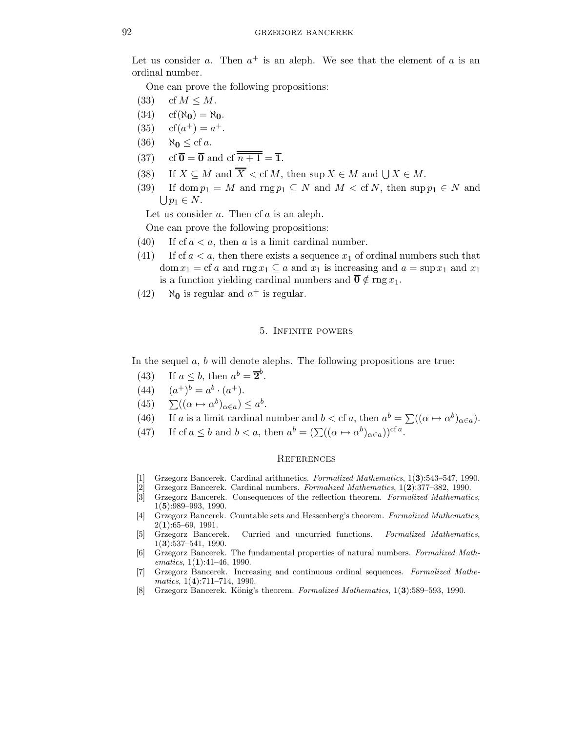Let us consider $a$. Then $a^+$ is an aleph. We see that the element of $a$ is an ordinal number.

One can prove the following propositions:

(33) $\operatorname{cf} M \leq M$.

(34) $\operatorname{cf}(\aleph_{\mathbf{0}}) = \aleph_{\mathbf{0}}$.

(35) $\operatorname{cf}(a^+) = a^+$.

(36) $\aleph_{\mathbf{0}} \leq \operatorname{cf} a$.

(37) $\operatorname{cf} \overline{\mathbf{0}} = \overline{\mathbf{0}}$ and $\operatorname{cf} \overline{\overline{n+1}} = \overline{\mathbf{1}}$.

(38) If $X \subseteq M$ and $\overline{\overline{X}} < \operatorname{cf} M$, then $\sup X \in M$ and $\bigcup X \in M$.

(39) If $\operatorname{dom} p_1 = M$ and $\operatorname{rng} p_1 \subseteq N$ and $M < \operatorname{cf} N$, then $\sup p_1 \in N$ and $\bigcup p_1 \in N$.

Let us consider $a$. Then $\operatorname{cf} a$ is an aleph.

One can prove the following propositions:

(40) If $\operatorname{cf} a < a$, then $a$ is a limit cardinal number.

(41) If $\operatorname{cf} a < a$, then there exists a sequence $x_1$ of ordinal numbers such that $\operatorname{dom} x_1 = \operatorname{cf} a$ and $\operatorname{rng} x_1 \subseteq a$ and $x_1$ is increasing and $a = \sup x_1$ and $x_1$ is a function yielding cardinal numbers and $\overline{\mathbf{0}} \notin \operatorname{rng} x_1$.

(42) $\aleph_{\mathbf{0}}$ is regular and $a^+$ is regular.

## 5. Infinite powers

In the sequel $a$, $b$ will denote alephs. The following propositions are true:

(43) If $a \leq b$, then $a^b = \overline{\mathbf{2}}^b$.

(44) $(a^+)^b = a^b \cdot (a^+)$.

(45) $\sum((\alpha \mapsto \alpha^b)_{\alpha \in a}) \leq a^b$.

(46) If $a$ is a limit cardinal number and $b < \operatorname{cf} a$, then $a^b = \sum((\alpha \mapsto \alpha^b)_{\alpha \in a})$.

(47) If $\operatorname{cf} a \leq b$ and $b < a$, then $a^b = (\sum((\alpha \mapsto \alpha^b)_{\alpha \in a}))^{\operatorname{cf} a}$.

## References

[1] Grzegorz Bancerek. Cardinal arithmetics. *Formalized Mathematics*, 1(**3**):543–547, 1990.

[2] Grzegorz Bancerek. Cardinal numbers. *Formalized Mathematics*, 1(**2**):377–382, 1990.

[3] Grzegorz Bancerek. Consequences of the reflection theorem. *Formalized Mathematics*, 1(**5**):989–993, 1990.

[4] Grzegorz Bancerek. Countable sets and Hessenberg's theorem. *Formalized Mathematics*, 2(**1**):65–69, 1991.

[5] Grzegorz Bancerek. Curried and uncurried functions. *Formalized Mathematics*, 1(**3**):537–541, 1990.

[6] Grzegorz Bancerek. The fundamental properties of natural numbers. *Formalized Mathematics*, 1(**1**):41–46, 1990.

[7] Grzegorz Bancerek. Increasing and continuous ordinal sequences. *Formalized Mathematics*, 1(**4**):711–714, 1990.

[8] Grzegorz Bancerek. König's theorem. *Formalized Mathematics*, 1(**3**):589–593, 1990.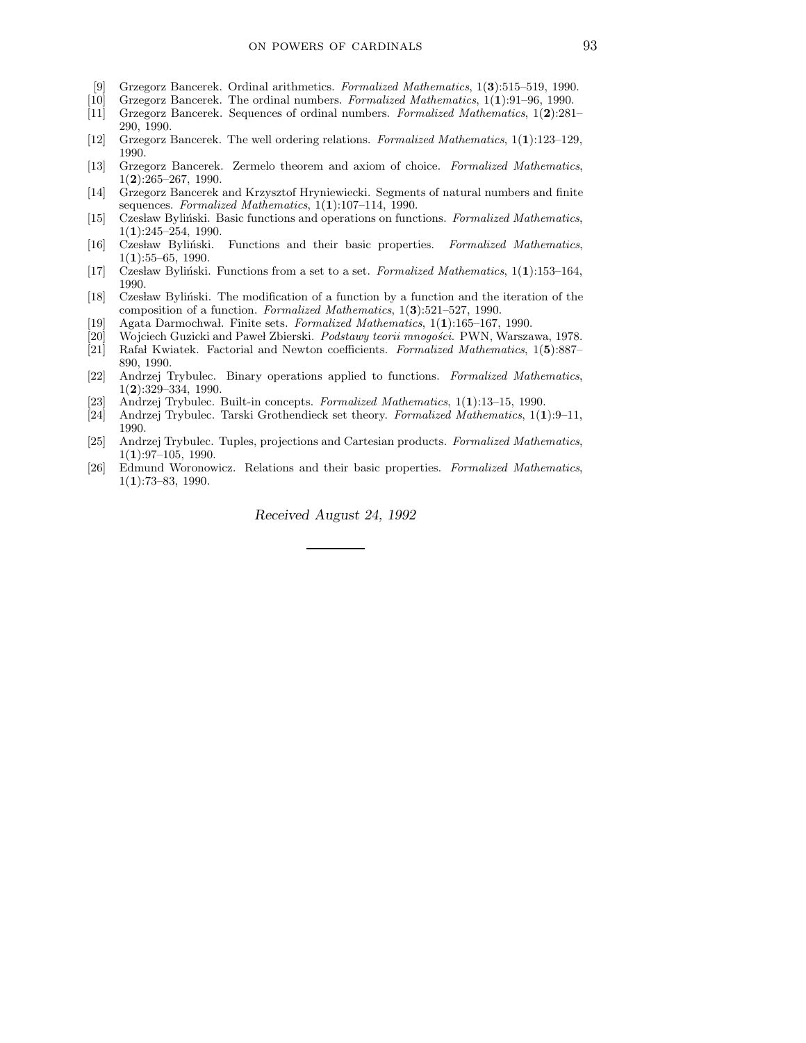[9] Grzegorz Bancerek. Ordinal arithmetics. *Formalized Mathematics*, 1(**3**):515–519, 1990.

[10] Grzegorz Bancerek. The ordinal numbers. *Formalized Mathematics*, 1(**1**):91–96, 1990.

[11] Grzegorz Bancerek. Sequences of ordinal numbers. *Formalized Mathematics*, 1(**2**):281–290, 1990.

[12] Grzegorz Bancerek. The well ordering relations. *Formalized Mathematics*, 1(**1**):123–129, 1990.

[13] Grzegorz Bancerek. Zermelo theorem and axiom of choice. *Formalized Mathematics*, 1(**2**):265–267, 1990.

[14] Grzegorz Bancerek and Krzysztof Hryniewiecki. Segments of natural numbers and finite sequences. *Formalized Mathematics*, 1(**1**):107–114, 1990.

[15] Czesław Byliński. Basic functions and operations on functions. *Formalized Mathematics*, 1(**1**):245–254, 1990.

[16] Czesław Byliński. Functions and their basic properties. *Formalized Mathematics*, 1(**1**):55–65, 1990.

[17] Czesław Byliński. Functions from a set to a set. *Formalized Mathematics*, 1(**1**):153–164, 1990.

[18] Czesław Byliński. The modification of a function by a function and the iteration of the composition of a function. *Formalized Mathematics*, 1(**3**):521–527, 1990.

[19] Agata Darmochwał. Finite sets. *Formalized Mathematics*, 1(**1**):165–167, 1990.

[20] Wojciech Guzicki and Paweł Zbierski. *Podstawy teorii mnogości*. PWN, Warszawa, 1978.

[21] Rafał Kwiatek. Factorial and Newton coefficients. *Formalized Mathematics*, 1(**5**):887–890, 1990.

[22] Andrzej Trybulec. Binary operations applied to functions. *Formalized Mathematics*, 1(**2**):329–334, 1990.

[23] Andrzej Trybulec. Built-in concepts. *Formalized Mathematics*, 1(**1**):13–15, 1990.

[24] Andrzej Trybulec. Tarski Grothendieck set theory. *Formalized Mathematics*, 1(**1**):9–11, 1990.

[25] Andrzej Trybulec. Tuples, projections and Cartesian products. *Formalized Mathematics*, 1(**1**):97–105, 1990.

[26] Edmund Woronowicz. Relations and their basic properties. *Formalized Mathematics*, 1(**1**):73–83, 1990.

*Received August 24, 1992*